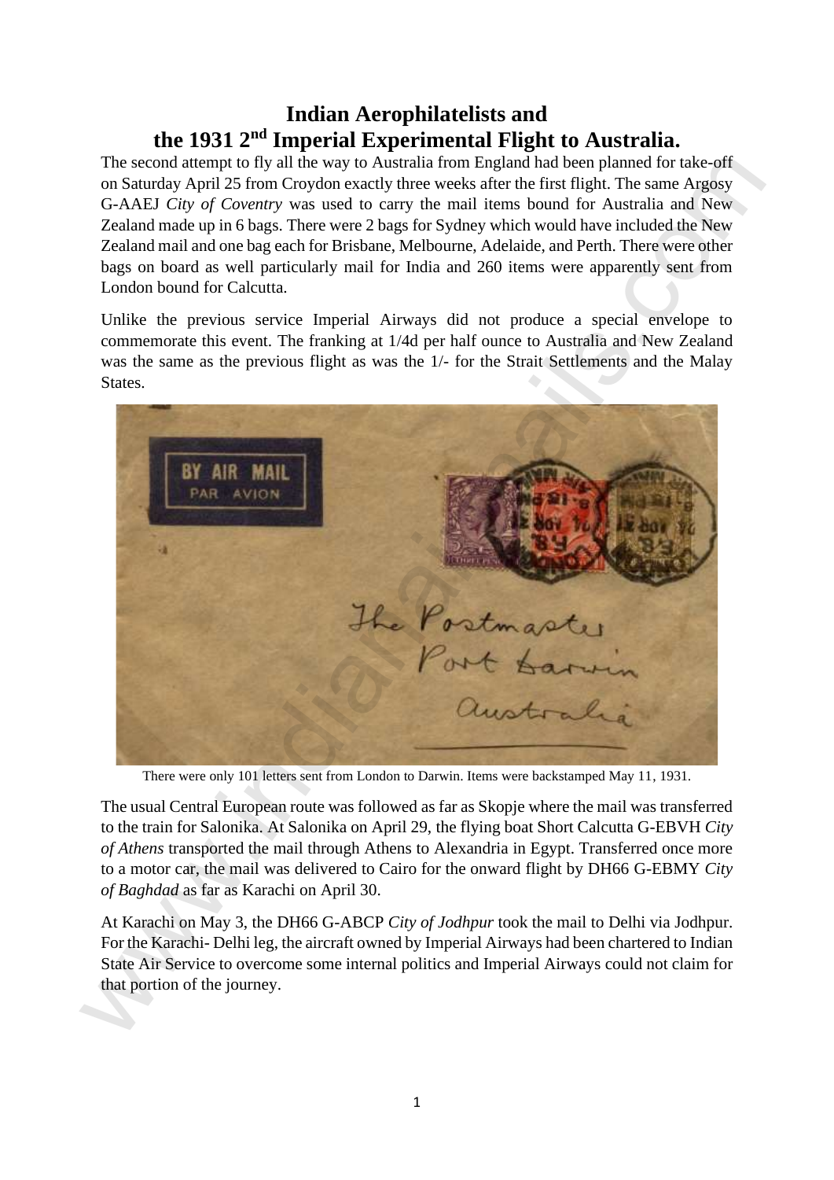# Indian Aerophilatelists and the 1931 2nd Imperial Experimental Flight to Australia.

The second attempt to fly all the way to Australia from England had been planned for take-off on Saturday April 25 from Croydon exactly three weeks after the first flight. The same Argosy G-AAEJ *City of Coventry* was used to carry the mail items bound for Australia and New Zealand made up in 6 bags. There were 2 bags for Sydney which would have included the New Zealand mail and one bag each for Brisbane, Melbourne, Adelaide, and Perth. There were other bags on board as well particularly mail for India and 260 items were apparently sent from London bound for Calcutta.

Unlike the previous service Imperial Airways did not produce a special envelope to commemorate this event. The franking at 1/4d per half ounce to Australia and New Zealand was the same as the previous flight as was the 1/- for the Strait Settlements and the Malay States.

There were only 101 letters sent from London to Darwin. Items were backstamped May 11, 1931.

The usual Central European route was followed as far as Skopje where the mail was transferred to the train for Salonika. At Salonika on April 29, the flying boat Short Calcutta G-EBVH *City of Athens* transported the mail through Athens to Alexandria in Egypt. Transferred once more to a motor car, the mail was delivered to Cairo for the onward flight by DH66 G-EBMY *City of Baghdad* as far as Karachi on April 30.

At Karachi on May 3, the DH66 G-ABCP *City of Jodhpur* took the mail to Delhi via Jodhpur. For the Karachi- Delhi leg, the aircraft owned by Imperial Airways had been chartered to Indian State Air Service to overcome some internal politics and Imperial Airways could not claim for that portion of the journey.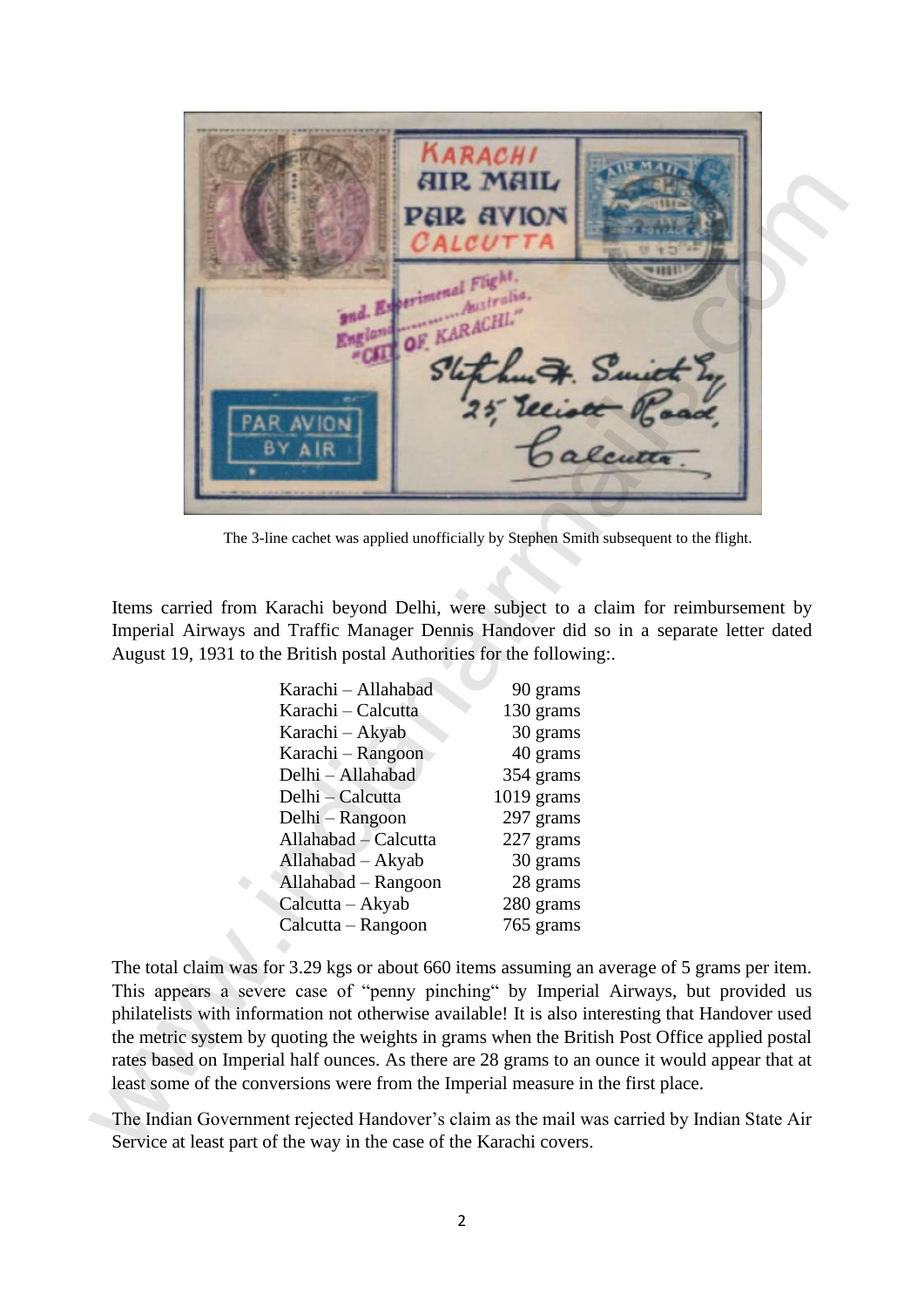The 3-line cachet was applied unofficially by Stephen Smith subsequent to the flight.

Items carried from Karachi beyond Delhi, were subject to a claim for reimbursement by Imperial Airways and Traffic Manager Dennis Handover did so in a separate letter dated August 19, 1931 to the British postal Authorities for the following:.

| | |
|---|---|
| Karachi – Allahabad | 90 grams |
| Karachi – Calcutta | 130 grams |
| Karachi – Akyab | 30 grams |
| Karachi – Rangoon | 40 grams |
| Delhi – Allahabad | 354 grams |
| Delhi – Calcutta | 1019 grams |
| Delhi – Rangoon | 297 grams |
| Allahabad – Calcutta | 227 grams |
| Allahabad – Akyab | 30 grams |
| Allahabad – Rangoon | 28 grams |
| Calcutta – Akyab | 280 grams |
| Calcutta – Rangoon | 765 grams |

The total claim was for 3.29 kgs or about 660 items assuming an average of 5 grams per item. This appears a severe case of "penny pinching" by Imperial Airways, but provided us philatelists with information not otherwise available! It is also interesting that Handover used the metric system by quoting the weights in grams when the British Post Office applied postal rates based on Imperial half ounces. As there are 28 grams to an ounce it would appear that at least some of the conversions were from the Imperial measure in the first place.

The Indian Government rejected Handover's claim as the mail was carried by Indian State Air Service at least part of the way in the case of the Karachi covers.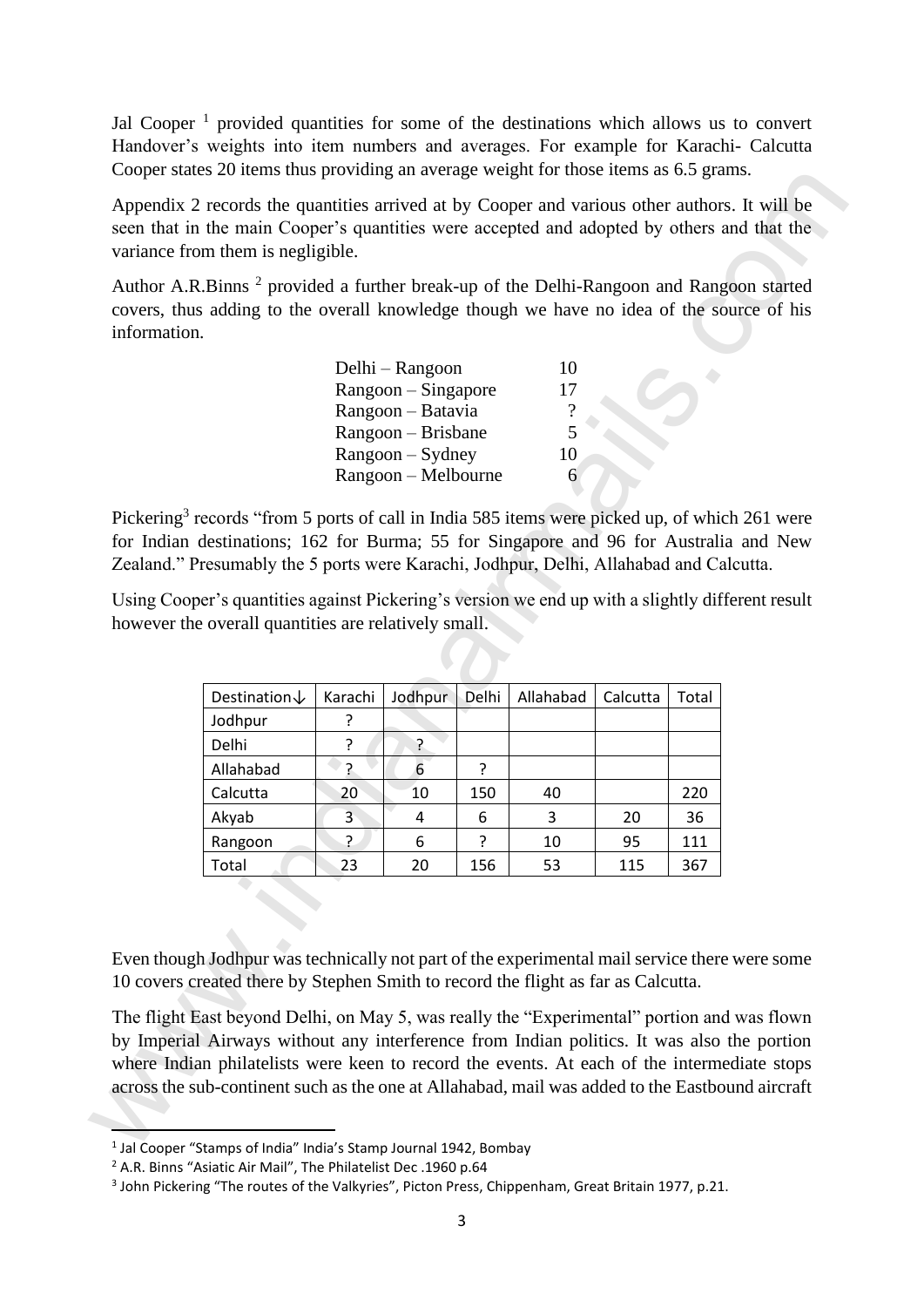Jal Cooper [1] provided quantities for some of the destinations which allows us to convert Handover's weights into item numbers and averages. For example for Karachi- Calcutta Cooper states 20 items thus providing an average weight for those items as 6.5 grams.

Appendix 2 records the quantities arrived at by Cooper and various other authors. It will be seen that in the main Cooper's quantities were accepted and adopted by others and that the variance from them is negligible.

Author A.R.Binns [2] provided a further break-up of the Delhi-Rangoon and Rangoon started covers, thus adding to the overall knowledge though we have no idea of the source of his information.

| | |
|---|---|
| Delhi – Rangoon | 10 |
| Rangoon – Singapore | 17 |
| Rangoon – Batavia | ? |
| Rangoon – Brisbane | 5 |
| Rangoon – Sydney | 10 |
| Rangoon – Melbourne | 6 |

Pickering[3] records "from 5 ports of call in India 585 items were picked up, of which 261 were for Indian destinations; 162 for Burma; 55 for Singapore and 96 for Australia and New Zealand." Presumably the 5 ports were Karachi, Jodhpur, Delhi, Allahabad and Calcutta.

Using Cooper's quantities against Pickering's version we end up with a slightly different result however the overall quantities are relatively small.

| Destination↓ | Karachi | Jodhpur | Delhi | Allahabad | Calcutta | Total |
|---|---|---|---|---|---|---|
| Jodhpur | ? | | | | | |
| Delhi | ? | ? | | | | |
| Allahabad | ? | 6 | ? | | | |
| Calcutta | 20 | 10 | 150 | 40 | | 220 |
| Akyab | 3 | 4 | 6 | 3 | 20 | 36 |
| Rangoon | ? | 6 | ? | 10 | 95 | 111 |
| Total | 23 | 20 | 156 | 53 | 115 | 367 |

Even though Jodhpur was technically not part of the experimental mail service there were some 10 covers created there by Stephen Smith to record the flight as far as Calcutta.

The flight East beyond Delhi, on May 5, was really the "Experimental" portion and was flown by Imperial Airways without any interference from Indian politics. It was also the portion where Indian philatelists were keen to record the events. At each of the intermediate stops across the sub-continent such as the one at Allahabad, mail was added to the Eastbound aircraft

---

[1] Jal Cooper "Stamps of India" India's Stamp Journal 1942, Bombay

[2] A.R. Binns "Asiatic Air Mail", The Philatelist Dec .1960 p.64

[3] John Pickering "The routes of the Valkyries", Picton Press, Chippenham, Great Britain 1977, p.21.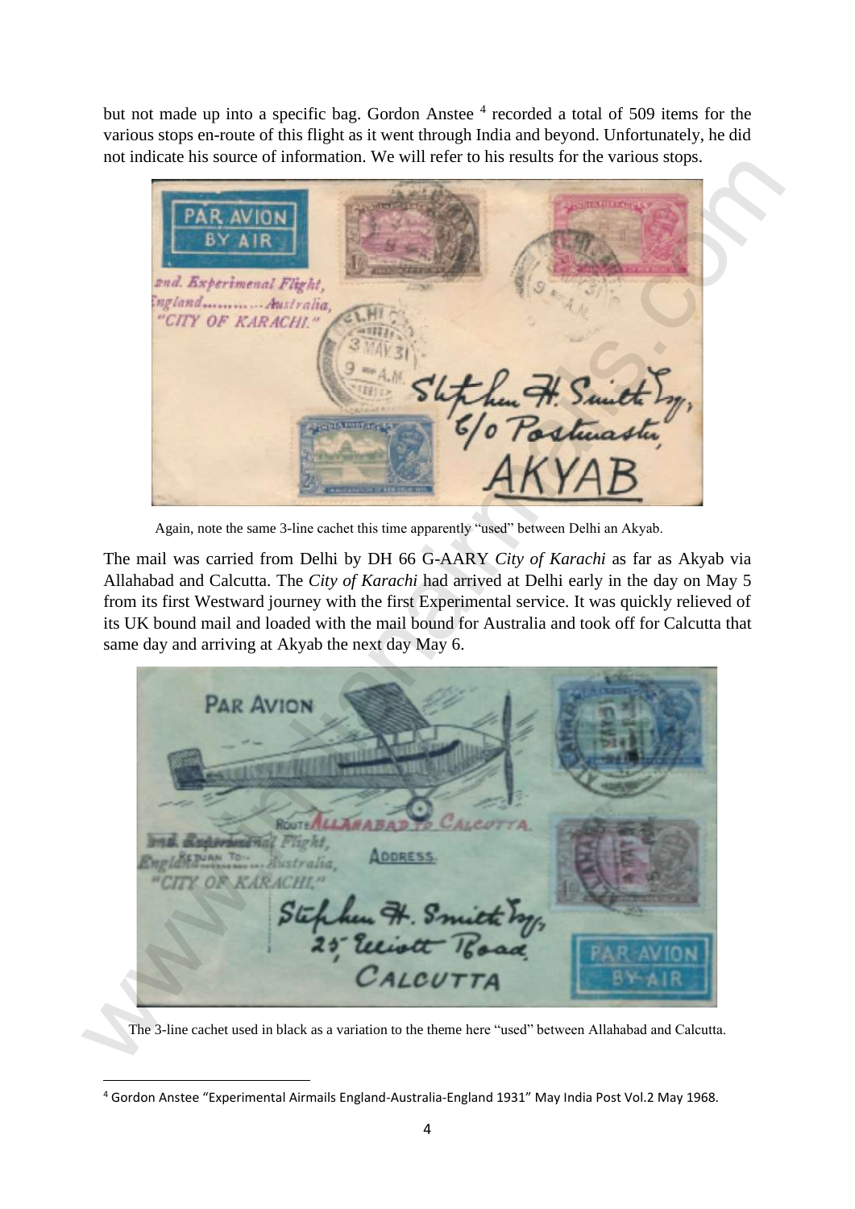but not made up into a specific bag. Gordon Anstee [4] recorded a total of 509 items for the various stops en-route of this flight as it went through India and beyond. Unfortunately, he did not indicate his source of information. We will refer to his results for the various stops.

Again, note the same 3-line cachet this time apparently "used" between Delhi an Akyab.

The mail was carried from Delhi by DH 66 G-AARY *City of Karachi* as far as Akyab via Allahabad and Calcutta. The *City of Karachi* had arrived at Delhi early in the day on May 5 from its first Westward journey with the first Experimental service. It was quickly relieved of its UK bound mail and loaded with the mail bound for Australia and took off for Calcutta that same day and arriving at Akyab the next day May 6.

The 3-line cachet used in black as a variation to the theme here "used" between Allahabad and Calcutta.

---

[4] Gordon Anstee "Experimental Airmails England-Australia-England 1931" May India Post Vol.2 May 1968.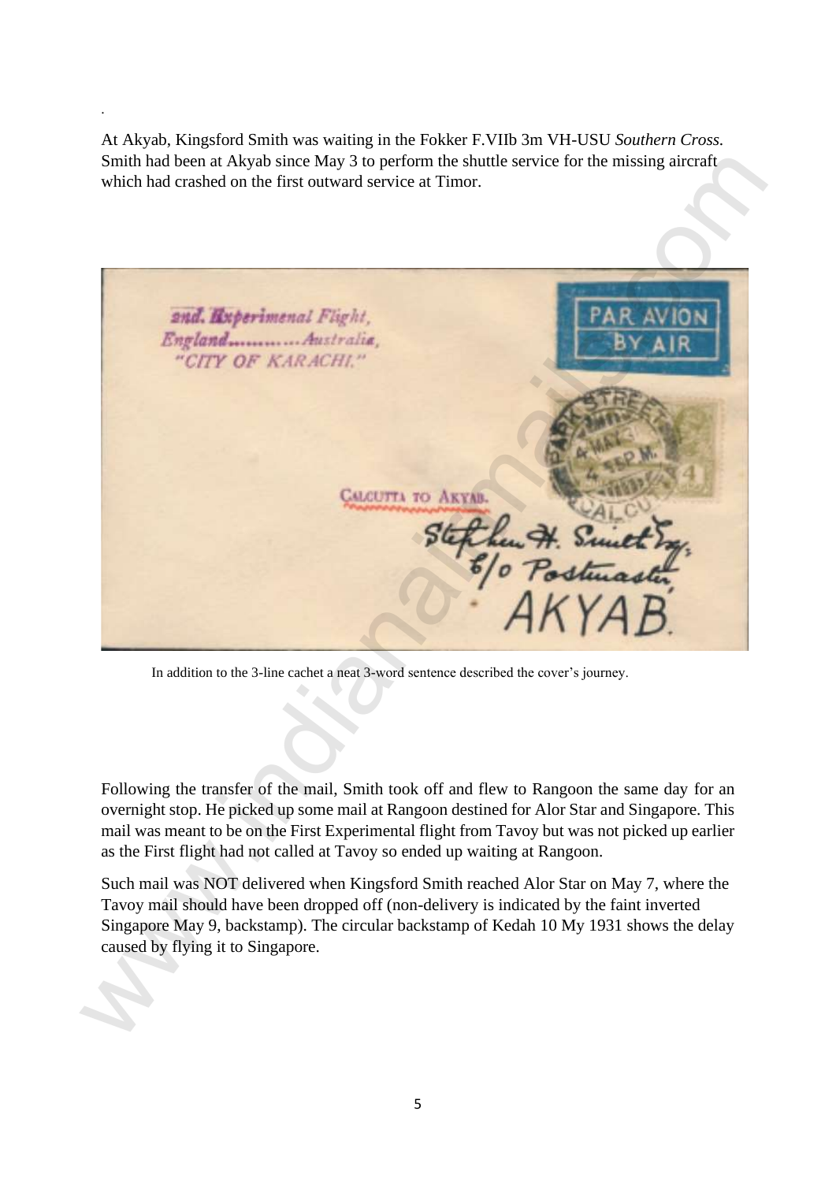At Akyab, Kingsford Smith was waiting in the Fokker F.VIIb 3m VH-USU *Southern Cross.* Smith had been at Akyab since May 3 to perform the shuttle service for the missing aircraft which had crashed on the first outward service at Timor.

In addition to the 3-line cachet a neat 3-word sentence described the cover's journey.

Following the transfer of the mail, Smith took off and flew to Rangoon the same day for an overnight stop. He picked up some mail at Rangoon destined for Alor Star and Singapore. This mail was meant to be on the First Experimental flight from Tavoy but was not picked up earlier as the First flight had not called at Tavoy so ended up waiting at Rangoon.

Such mail was NOT delivered when Kingsford Smith reached Alor Star on May 7, where the Tavoy mail should have been dropped off (non-delivery is indicated by the faint inverted Singapore May 9, backstamp). The circular backstamp of Kedah 10 My 1931 shows the delay caused by flying it to Singapore.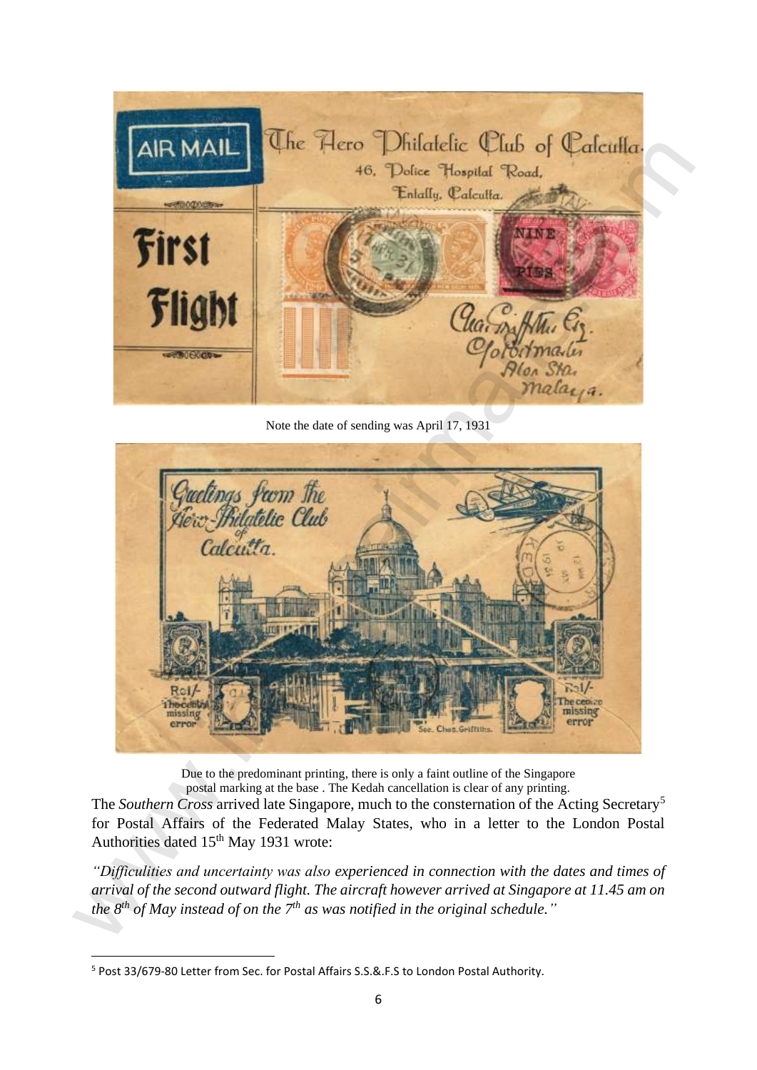Note the date of sending was April 17, 1931

Due to the predominant printing, there is only a faint outline of the Singapore postal marking at the base . The Kedah cancellation is clear of any printing.

The *Southern Cross* arrived late Singapore, much to the consternation of the Acting Secretary[5] for Postal Affairs of the Federated Malay States, who in a letter to the London Postal Authorities dated 15th May 1931 wrote:

*"Difficulties and uncertainty was also experienced in connection with the dates and times of arrival of the second outward flight. The aircraft however arrived at Singapore at 11.45 am on the 8th of May instead of on the 7th as was notified in the original schedule."*

[5] Post 33/679-80 Letter from Sec. for Postal Affairs S.S.&.F.S to London Postal Authority.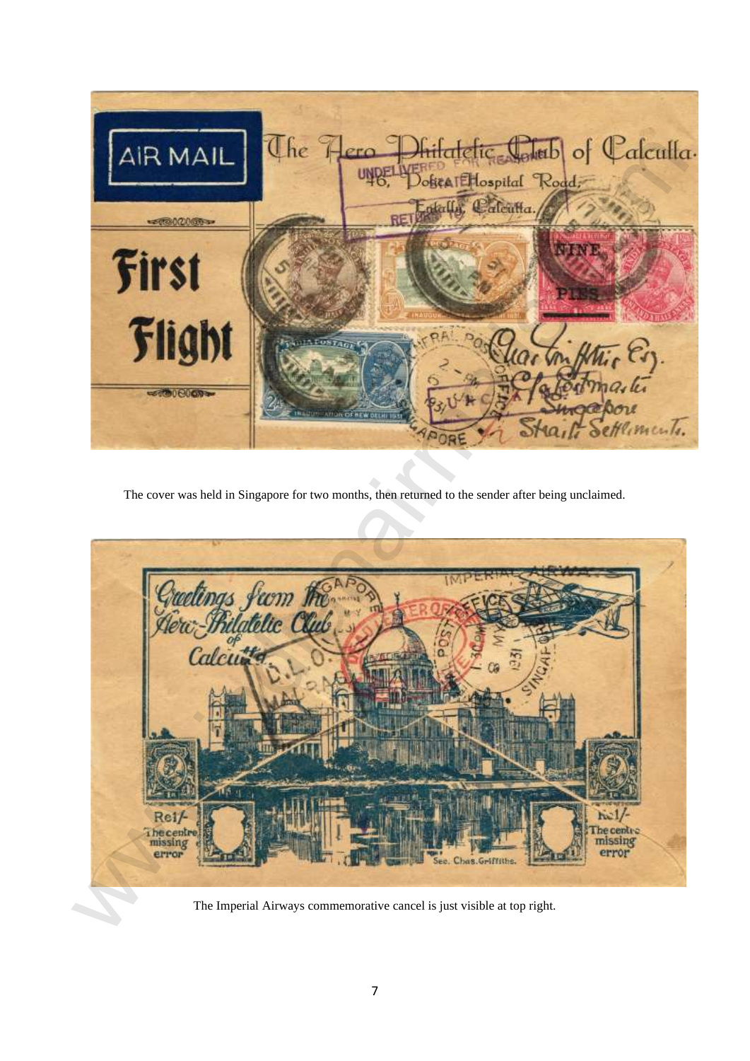The cover was held in Singapore for two months, then returned to the sender after being unclaimed.

The Imperial Airways commemorative cancel is just visible at top right.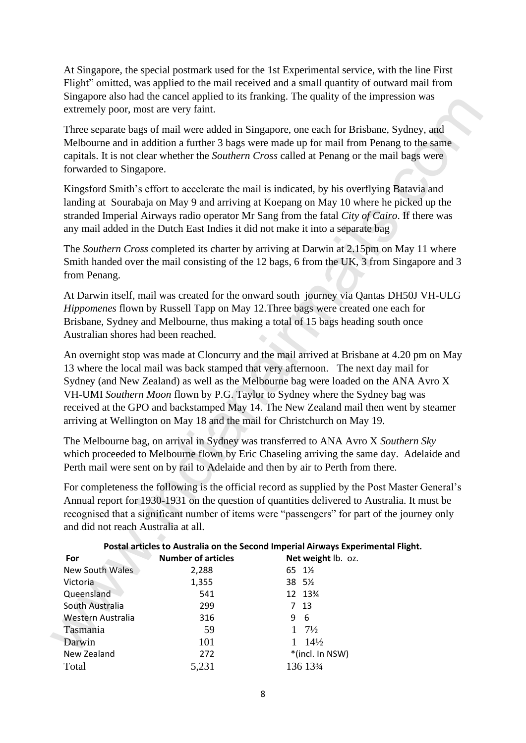At Singapore, the special postmark used for the 1st Experimental service, with the line First Flight" omitted, was applied to the mail received and a small quantity of outward mail from Singapore also had the cancel applied to its franking. The quality of the impression was extremely poor, most are very faint.

Three separate bags of mail were added in Singapore, one each for Brisbane, Sydney, and Melbourne and in addition a further 3 bags were made up for mail from Penang to the same capitals. It is not clear whether the *Southern Cross* called at Penang or the mail bags were forwarded to Singapore.

Kingsford Smith's effort to accelerate the mail is indicated, by his overflying Batavia and landing at Sourabaja on May 9 and arriving at Koepang on May 10 where he picked up the stranded Imperial Airways radio operator Mr Sang from the fatal *City of Cairo*. If there was any mail added in the Dutch East Indies it did not make it into a separate bag

The *Southern Cross* completed its charter by arriving at Darwin at 2.15pm on May 11 where Smith handed over the mail consisting of the 12 bags, 6 from the UK, 3 from Singapore and 3 from Penang.

At Darwin itself, mail was created for the onward south journey via Qantas DH50J VH-ULG *Hippomenes* flown by Russell Tapp on May 12.Three bags were created one each for Brisbane, Sydney and Melbourne, thus making a total of 15 bags heading south once Australian shores had been reached.

An overnight stop was made at Cloncurry and the mail arrived at Brisbane at 4.20 pm on May 13 where the local mail was back stamped that very afternoon. The next day mail for Sydney (and New Zealand) as well as the Melbourne bag were loaded on the ANA Avro X VH-UMI *Southern Moon* flown by P.G. Taylor to Sydney where the Sydney bag was received at the GPO and backstamped May 14. The New Zealand mail then went by steamer arriving at Wellington on May 18 and the mail for Christchurch on May 19.

The Melbourne bag, on arrival in Sydney was transferred to ANA Avro X *Southern Sky* which proceeded to Melbourne flown by Eric Chaseling arriving the same day. Adelaide and Perth mail were sent on by rail to Adelaide and then by air to Perth from there.

For completeness the following is the official record as supplied by the Post Master General's Annual report for 1930-1931 on the question of quantities delivered to Australia. It must be recognised that a significant number of items were "passengers" for part of the journey only and did not reach Australia at all.

**Postal articles to Australia on the Second Imperial Airways Experimental Flight.**

| For | Number of articles | Net weight lb. oz. |
|---|---|---|
| New South Wales | 2,288 | 65 1½ |
| Victoria | 1,355 | 38 5½ |
| Queensland | 541 | 12 13¾ |
| South Australia | 299 | 7 13 |
| Western Australia | 316 | 9 6 |
| Tasmania | 59 | 1 7½ |
| Darwin | 101 | 1 14½ |
| New Zealand | 272 | *(incl. In NSW) |
| Total | 5,231 | 136 13¾ |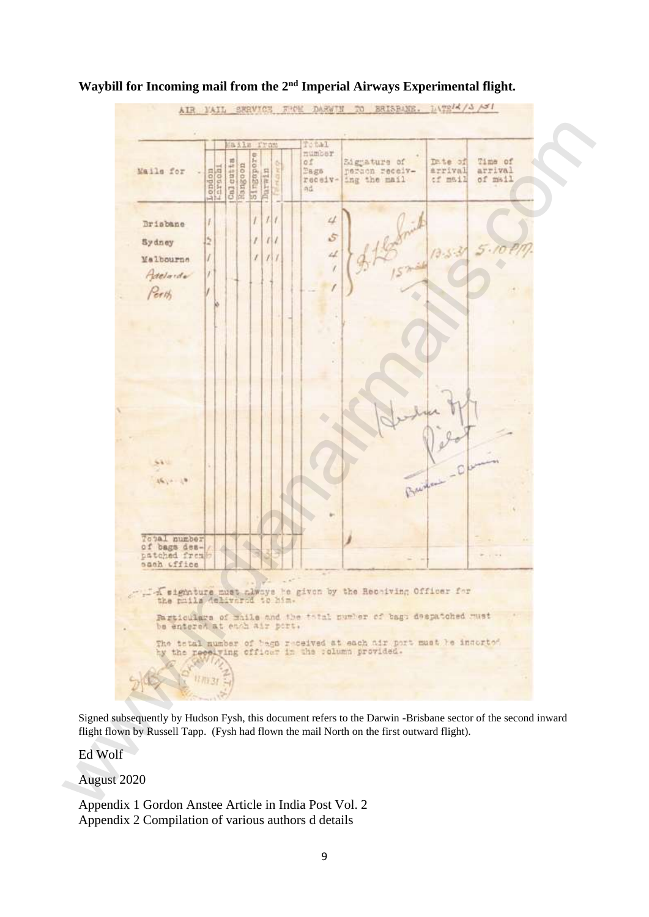**Waybill for Incoming mail from the 2nd Imperial Airways Experimental flight.**

AIR MAIL SERVICE FROM DARWIN TO BRISBANE. DATE 12/5/31

| Mails for | London | Karachi | Calcutta | Rangoon | Singapore | Darwin | Tenang(?) | | Total number of Bags received | Signature of person receiving the mail | Date of arrival of mail | Time of arrival of mail |
|---|---|---|---|---|---|---|---|---|---|---|---|---|
| Brisbane | 1 | | | | 1 | 1 | 1 | | 4 | S L Smith 15 mails | 13-5-31 | 5.10 PM |
| Sydney | 2 | | | | 1 | 1 | 1 | | 5 | | | |
| Melbourne | 1 | | | | 1 | 1 | 1 | | 4 | | | |
| Adelaide | 1 | | | | | | | | 1 | | | |
| Perth | 1 | | | | | | | | 1 | | | |
| Total number of bags despatched from each office | 6 | | | | 3 | 3 | | | | | | |

Hudson Fysh Pilot Brisbane – Darwin

A signature must always be given by the Receiving Officer for the mails delivered to him.

Particulars of mails and the total number of bags despatched must be entered at each air port.

The total number of bags received at each air port must be inserted by the receiving officer in the column provided.

Signed subsequently by Hudson Fysh, this document refers to the Darwin -Brisbane sector of the second inward flight flown by Russell Tapp. (Fysh had flown the mail North on the first outward flight).

Ed Wolf

August 2020

Appendix 1 Gordon Anstee Article in India Post Vol. 2

Appendix 2 Compilation of various authors d details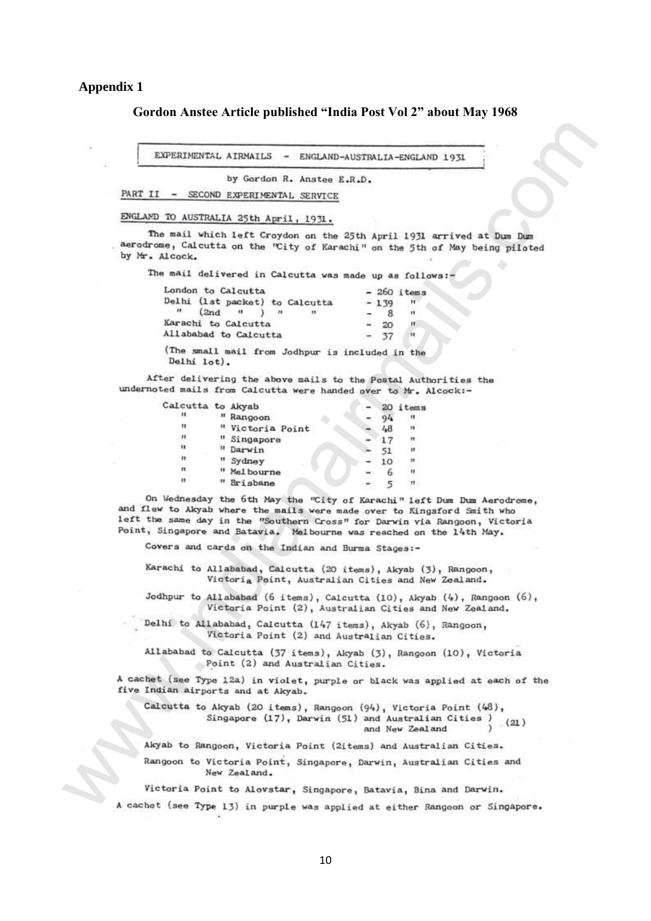**Appendix 1**

**Gordon Anstee Article published "India Post Vol 2" about May 1968**

EXPERIMENTAL AIRMAILS - ENGLAND-AUSTRALIA-ENGLAND 1931

by Gordon R. Anstee E.R.D.

PART II - SECOND EXPERIMENTAL SERVICE

ENGLAND TO AUSTRALIA 25th April, 1931.

The mail which left Croydon on the 25th April 1931 arrived at Dum Dum aerodrome, Calcutta on the "City of Karachi" on the 5th of May being piloted by Mr. Alcock.

The mail delivered in Calcutta was made up as follows:-

| | |
|---|---|
| London to Calcutta | - 260 items |
| Delhi (1st packet) to Calcutta | - 139 " |
| " (2nd " ) " " | - 8 " |
| Karachi to Calcutta | - 20 " |
| Allababad to Calcutta | - 37 " |

(The small mail from Jodhpur is included in the Delhi lot).

After delivering the above mails to the Postal Authorities the undernoted mails from Calcutta were handed over to Mr. Alcock:-

| | |
|---|---|
| Calcutta to Akyab | - 20 items |
| " " Rangoon | - 94 " |
| " " Victoria Point | - 48 " |
| " " Singapore | - 17 " |
| " " Darwin | - 51 " |
| " " Sydney | - 10 " |
| " " Melbourne | - 6 " |
| " " Brisbane | - 5 " |

On Wednesday the 6th May the "City of Karachi" left Dum Dum Aerodrome, and flew to Akyab where the mails were made over to Kingsford Smith who left the same day in the "Southern Cross" for Darwin via Rangoon, Victoria Point, Singapore and Batavia. Melbourne was reached on the 14th May.

Covers and cards on the Indian and Burma Stages:-

Karachi to Allababad, Calcutta (20 items), Akyab (3), Rangoon, Victoria Point, Australian Cities and New Zealand.

Jodhpur to Allababad (6 items), Calcutta (10), Akyab (4), Rangoon (6), Victoria Point (2), Australian Cities and New Zealand.

Delhi to Allababad, Calcutta (147 items), Akyab (6), Rangoon, Victoria Point (2) and Australian Cities.

Allababad to Calcutta (37 items), Akyab (3), Rangoon (10), Victoria Point (2) and Australian Cities.

A cachet (see Type 12a) in violet, purple or black was applied at each of the five Indian airports and at Akyab.

Calcutta to Akyab (20 items), Rangoon (94), Victoria Point (48), Singapore (17), Darwin (51) and Australian Cities and New Zealand (21)

Akyab to Rangoon, Victoria Point (2items) and Australian Cities.

Rangoon to Victoria Point, Singapore, Darwin, Australian Cities and New Zealand.

Victoria Point to Alovstar, Singapore, Batavia, Bina and Darwin.

A cachet (see Type 13) in purple was applied at either Rangoon or Singapore.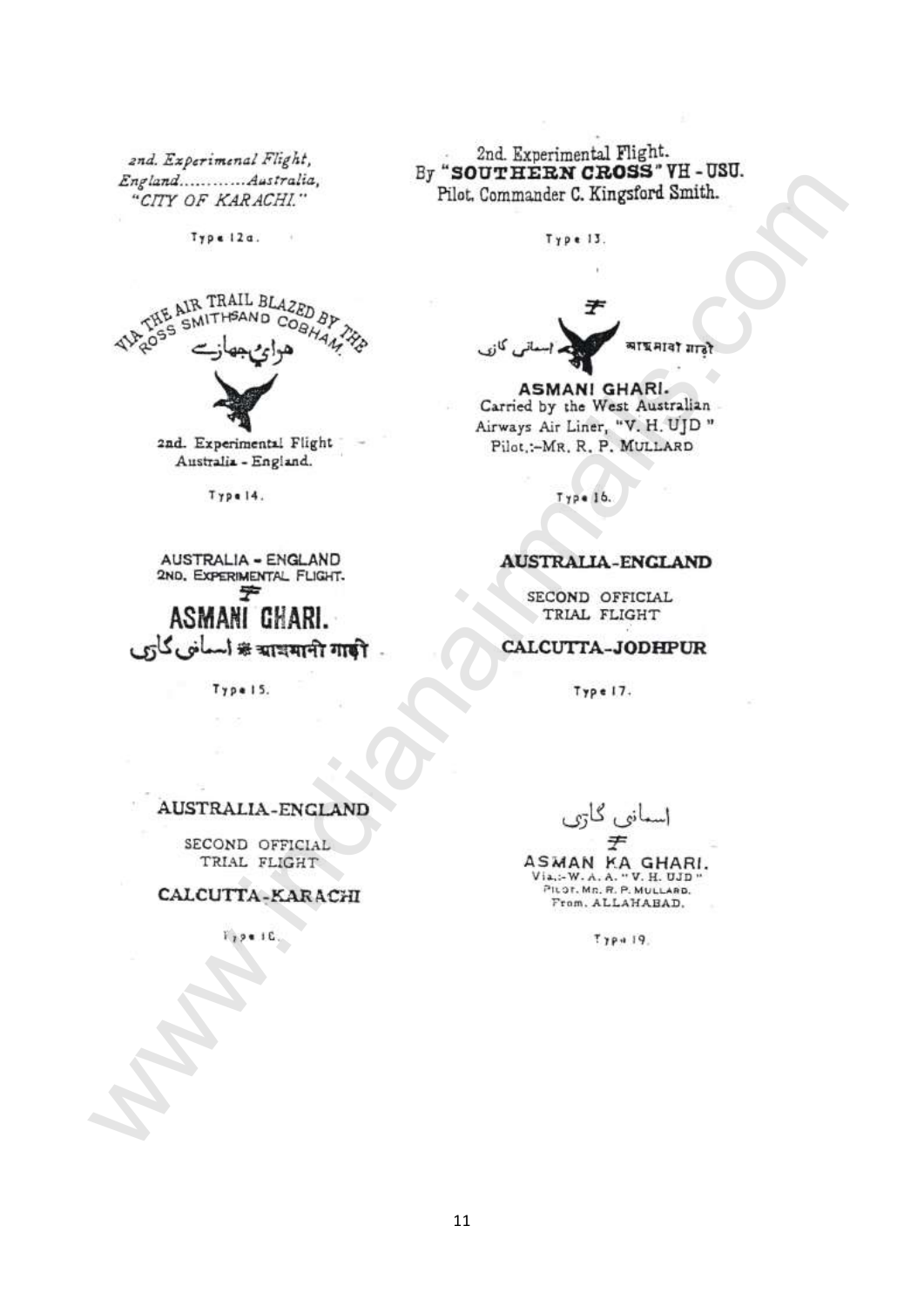*2nd. Experimenal Flight,*
*England............Australia,*
*"CITY OF KARACHI."*

Type 12a.

2nd. Experimental Flight.
By **"SOUTHERN CROSS"** VH - USU.
Pilot, Commander C. Kingsford Smith.

Type 13.

VIA THE AIR TRAIL BLAZED BY THE ROSS SMITHSAND COBHAM.

ہوائی جہازے

2nd. Experimental Flight
Australia - England.

Type 14.

اسمانی گاڑی आसमानी गाड़ी

**ASMANI GHARI.**
Carried by the West Australian Airways Air Liner, "V. H. UJD"
Pilot,:-MR. R. P. MULLARD

Type 16.

AUSTRALIA - ENGLAND
2ND. EXPERIMENTAL FLIGHT.

**ASMANI GHARI.**

اسمانی گاڑی * आसमानी गाड़ी

Type 15.

**AUSTRALIA-ENGLAND**

SECOND OFFICIAL
TRIAL FLIGHT

**CALCUTTA-JODHPUR**

Type 17.

**AUSTRALIA-ENGLAND**

SECOND OFFICIAL
TRIAL FLIGHT

**CALCUTTA-KARACHI**

Type 18.

اسمانی گاڑی

**ASMAN KA GHARI.**
Via,:-W. A. A. "V. H. UJD"
PILOT. MR. R. P. MULLARD.
From. ALLAHABAD.

Type 19.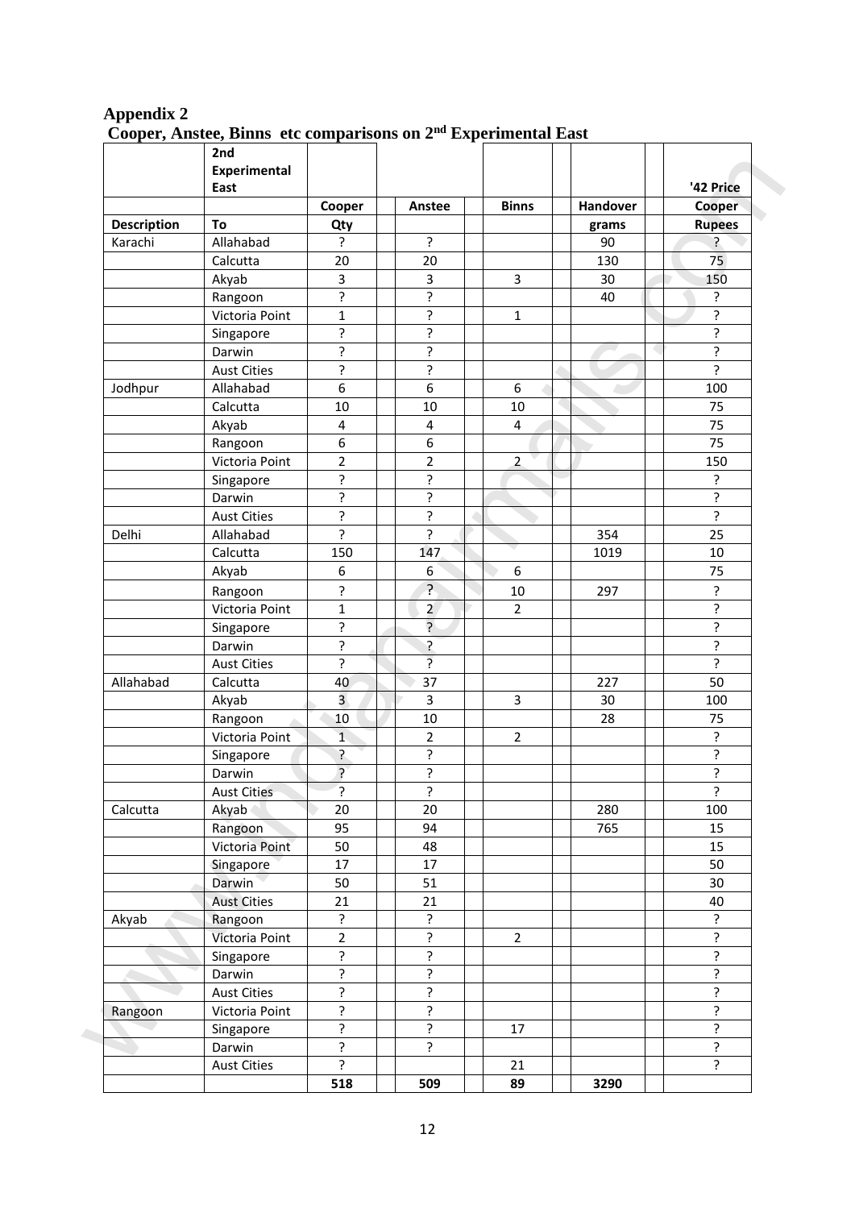## Appendix 2

### Cooper, Anstee, Binns etc comparisons on 2nd Experimental East

| | 2nd Experimental East | | | | | | | | '42 Price |
|---|---|---|---|---|---|---|---|---|---|
| | | Cooper | | Anstee | | Binns | | Handover | | Cooper |
| **Description** | **To** | **Qty** | | | | | | **grams** | | **Rupees** |
| Karachi | Allahabad | ? | | ? | | | | 90 | | ? |
| | Calcutta | 20 | | 20 | | | | 130 | | 75 |
| | Akyab | 3 | | 3 | | 3 | | 30 | | 150 |
| | Rangoon | ? | | ? | | | | 40 | | ? |
| | Victoria Point | 1 | | ? | | 1 | | | | ? |
| | Singapore | ? | | ? | | | | | | ? |
| | Darwin | ? | | ? | | | | | | ? |
| | Aust Cities | ? | | ? | | | | | | ? |
| Jodhpur | Allahabad | 6 | | 6 | | 6 | | | | 100 |
| | Calcutta | 10 | | 10 | | 10 | | | | 75 |
| | Akyab | 4 | | 4 | | 4 | | | | 75 |
| | Rangoon | 6 | | 6 | | | | | | 75 |
| | Victoria Point | 2 | | 2 | | 2 | | | | 150 |
| | Singapore | ? | | ? | | | | | | ? |
| | Darwin | ? | | ? | | | | | | ? |
| | Aust Cities | ? | | ? | | | | | | ? |
| Delhi | Allahabad | ? | | ? | | | | 354 | | 25 |
| | Calcutta | 150 | | 147 | | | | 1019 | | 10 |
| | Akyab | 6 | | 6 | | 6 | | | | 75 |
| | Rangoon | ? | | ? | | 10 | | 297 | | ? |
| | Victoria Point | 1 | | 2 | | 2 | | | | ? |
| | Singapore | ? | | ? | | | | | | ? |
| | Darwin | ? | | ? | | | | | | ? |
| | Aust Cities | ? | | ? | | | | | | ? |
| Allahabad | Calcutta | 40 | | 37 | | | | 227 | | 50 |
| | Akyab | 3 | | 3 | | 3 | | 30 | | 100 |
| | Rangoon | 10 | | 10 | | | | 28 | | 75 |
| | Victoria Point | 1 | | 2 | | 2 | | | | ? |
| | Singapore | ? | | ? | | | | | | ? |
| | Darwin | ? | | ? | | | | | | ? |
| | Aust Cities | ? | | ? | | | | | | ? |
| Calcutta | Akyab | 20 | | 20 | | | | 280 | | 100 |
| | Rangoon | 95 | | 94 | | | | 765 | | 15 |
| | Victoria Point | 50 | | 48 | | | | | | 15 |
| | Singapore | 17 | | 17 | | | | | | 50 |
| | Darwin | 50 | | 51 | | | | | | 30 |
| | Aust Cities | 21 | | 21 | | | | | | 40 |
| Akyab | Rangoon | ? | | ? | | | | | | ? |
| | Victoria Point | 2 | | ? | | 2 | | | | ? |
| | Singapore | ? | | ? | | | | | | ? |
| | Darwin | ? | | ? | | | | | | ? |
| | Aust Cities | ? | | ? | | | | | | ? |
| Rangoon | Victoria Point | ? | | ? | | | | | | ? |
| | Singapore | ? | | ? | | 17 | | | | ? |
| | Darwin | ? | | ? | | | | | | ? |
| | Aust Cities | ? | | | | 21 | | | | ? |
| | | **518** | | **509** | | **89** | | **3290** | | |